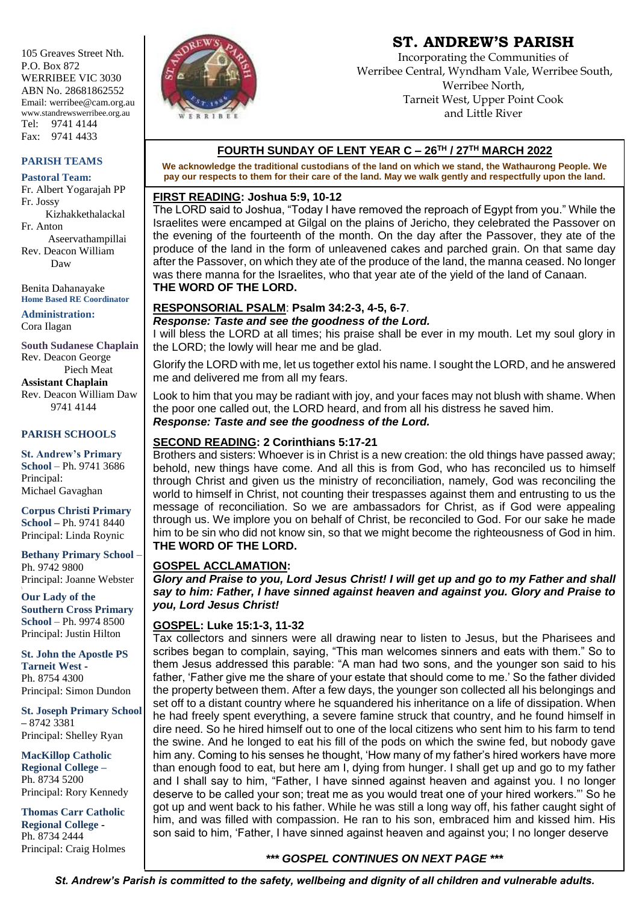105 Greaves Street Nth.
P.O. Box 872
WERRIBEE VIC 3030
ABN No. 28681862552
Email: werribee@cam.org.au
www.standrewswerribee.org.au
Tel: 9741 4144
Fax: 9741 4433

### PARISH TEAMS

**Pastoral Team:**
Fr. Albert Yogarajah PP
Fr. Jossy Kizhakkethalackal
Fr. Anton Aseervathampillai
Rev. Deacon William Daw

Benita Dahanayake
**Home Based RE Coordinator**

**Administration:**
Cora Ilagan

**South Sudanese Chaplain**
Rev. Deacon George Piech Meat
**Assistant Chaplain**
Rev. Deacon William Daw
9741 4144

### PARISH SCHOOLS

**St. Andrew's Primary School** – Ph. 9741 3686
Principal: Michael Gavaghan

**Corpus Christi Primary School** – Ph. 9741 8440
Principal: Linda Roynic

**Bethany Primary School** – Ph. 9742 9800
Principal: Joanne Webster

**Our Lady of the Southern Cross Primary School** – Ph. 9974 8500
Principal: Justin Hilton

**St. John the Apostle PS Tarneit West** - Ph. 8754 4300
Principal: Simon Dundon

**St. Joseph Primary School** – 8742 3381
Principal: Shelley Ryan

**MacKillop Catholic Regional College** – Ph. 8734 5200
Principal: Rory Kennedy

**Thomas Carr Catholic Regional College** - Ph. 8734 2444
Principal: Craig Holmes

# ST. ANDREW'S PARISH

Incorporating the Communities of
Werribee Central, Wyndham Vale, Werribee South,
Werribee North,
Tarneit West, Upper Point Cook
and Little River

## FOURTH SUNDAY OF LENT YEAR C – 26TH / 27TH MARCH 2022

**We acknowledge the traditional custodians of the land on which we stand, the Wathaurong People. We pay our respects to them for their care of the land. May we walk gently and respectfully upon the land.**

**FIRST READING: Joshua 5:9, 10-12**

The LORD said to Joshua, "Today I have removed the reproach of Egypt from you." While the Israelites were encamped at Gilgal on the plains of Jericho, they celebrated the Passover on the evening of the fourteenth of the month. On the day after the Passover, they ate of the produce of the land in the form of unleavened cakes and parched grain. On that same day after the Passover, on which they ate of the produce of the land, the manna ceased. No longer was there manna for the Israelites, who that year ate of the yield of the land of Canaan.
**THE WORD OF THE LORD.**

**RESPONSORIAL PSALM: Psalm 34:2-3, 4-5, 6-7.**

***Response: Taste and see the goodness of the Lord.***

I will bless the LORD at all times; his praise shall be ever in my mouth. Let my soul glory in the LORD; the lowly will hear me and be glad.

Glorify the LORD with me, let us together extol his name. I sought the LORD, and he answered me and delivered me from all my fears.

Look to him that you may be radiant with joy, and your faces may not blush with shame. When the poor one called out, the LORD heard, and from all his distress he saved him.
***Response: Taste and see the goodness of the Lord.***

**SECOND READING: 2 Corinthians 5:17-21**

Brothers and sisters: Whoever is in Christ is a new creation: the old things have passed away; behold, new things have come. And all this is from God, who has reconciled us to himself through Christ and given us the ministry of reconciliation, namely, God was reconciling the world to himself in Christ, not counting their trespasses against them and entrusting to us the message of reconciliation. So we are ambassadors for Christ, as if God were appealing through us. We implore you on behalf of Christ, be reconciled to God. For our sake he made him to be sin who did not know sin, so that we might become the righteousness of God in him.
**THE WORD OF THE LORD.**

**GOSPEL ACCLAMATION:**

***Glory and Praise to you, Lord Jesus Christ! I will get up and go to my Father and shall say to him: Father, I have sinned against heaven and against you. Glory and Praise to you, Lord Jesus Christ!***

**GOSPEL: Luke 15:1-3, 11-32**

Tax collectors and sinners were all drawing near to listen to Jesus, but the Pharisees and scribes began to complain, saying, "This man welcomes sinners and eats with them." So to them Jesus addressed this parable: "A man had two sons, and the younger son said to his father, 'Father give me the share of your estate that should come to me.' So the father divided the property between them. After a few days, the younger son collected all his belongings and set off to a distant country where he squandered his inheritance on a life of dissipation. When he had freely spent everything, a severe famine struck that country, and he found himself in dire need. So he hired himself out to one of the local citizens who sent him to his farm to tend the swine. And he longed to eat his fill of the pods on which the swine fed, but nobody gave him any. Coming to his senses he thought, 'How many of my father's hired workers have more than enough food to eat, but here am I, dying from hunger. I shall get up and go to my father and I shall say to him, "Father, I have sinned against heaven and against you. I no longer deserve to be called your son; treat me as you would treat one of your hired workers."' So he got up and went back to his father. While he was still a long way off, his father caught sight of him, and was filled with compassion. He ran to his son, embraced him and kissed him. His son said to him, 'Father, I have sinned against heaven and against you; I no longer deserve

***\*\*\* GOSPEL CONTINUES ON NEXT PAGE \*\*\****

***St. Andrew's Parish is committed to the safety, wellbeing and dignity of all children and vulnerable adults.***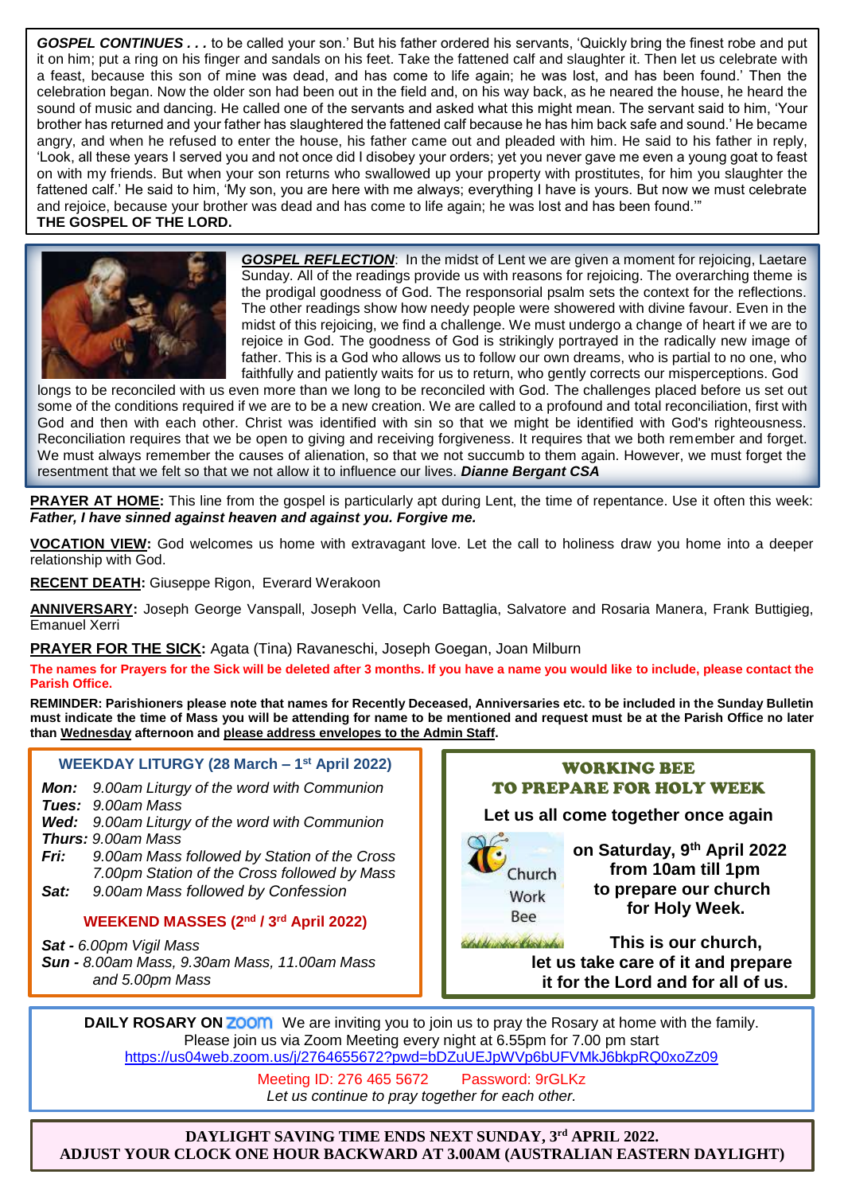***GOSPEL CONTINUES . . .*** to be called your son.' But his father ordered his servants, 'Quickly bring the finest robe and put it on him; put a ring on his finger and sandals on his feet. Take the fattened calf and slaughter it. Then let us celebrate with a feast, because this son of mine was dead, and has come to life again; he was lost, and has been found.' Then the celebration began. Now the older son had been out in the field and, on his way back, as he neared the house, he heard the sound of music and dancing. He called one of the servants and asked what this might mean. The servant said to him, 'Your brother has returned and your father has slaughtered the fattened calf because he has him back safe and sound.' He became angry, and when he refused to enter the house, his father came out and pleaded with him. He said to his father in reply, 'Look, all these years I served you and not once did I disobey your orders; yet you never gave me even a young goat to feast on with my friends. But when your son returns who swallowed up your property with prostitutes, for him you slaughter the fattened calf.' He said to him, 'My son, you are here with me always; everything I have is yours. But now we must celebrate and rejoice, because your brother was dead and has come to life again; he was lost and has been found.'"
**THE GOSPEL OF THE LORD.**

***GOSPEL REFLECTION***: In the midst of Lent we are given a moment for rejoicing, Laetare Sunday. All of the readings provide us with reasons for rejoicing. The overarching theme is the prodigal goodness of God. The responsorial psalm sets the context for the reflections. The other readings show how needy people were showered with divine favour. Even in the midst of this rejoicing, we find a challenge. We must undergo a change of heart if we are to rejoice in God. The goodness of God is strikingly portrayed in the radically new image of father. This is a God who allows us to follow our own dreams, who is partial to no one, who faithfully and patiently waits for us to return, who gently corrects our misperceptions. God longs to be reconciled with us even more than we long to be reconciled with God. The challenges placed before us set out some of the conditions required if we are to be a new creation. We are called to a profound and total reconciliation, first with God and then with each other. Christ was identified with sin so that we might be identified with God's righteousness. Reconciliation requires that we be open to giving and receiving forgiveness. It requires that we both remember and forget. We must always remember the causes of alienation, so that we not succumb to them again. However, we must forget the resentment that we felt so that we not allow it to influence our lives. ***Dianne Bergant CSA***

**PRAYER AT HOME:** This line from the gospel is particularly apt during Lent, the time of repentance. Use it often this week: ***Father, I have sinned against heaven and against you. Forgive me.***

**VOCATION VIEW:** God welcomes us home with extravagant love. Let the call to holiness draw you home into a deeper relationship with God.

**RECENT DEATH:** Giuseppe Rigon, Everard Werakoon

**ANNIVERSARY:** Joseph George Vanspall, Joseph Vella, Carlo Battaglia, Salvatore and Rosaria Manera, Frank Buttigieg, Emanuel Xerri

**PRAYER FOR THE SICK:** Agata (Tina) Ravaneschi, Joseph Goegan, Joan Milburn

**The names for Prayers for the Sick will be deleted after 3 months. If you have a name you would like to include, please contact the Parish Office.**

**REMINDER: Parishioners please note that names for Recently Deceased, Anniversaries etc. to be included in the Sunday Bulletin must indicate the time of Mass you will be attending for name to be mentioned and request must be at the Parish Office no later than Wednesday afternoon and please address envelopes to the Admin Staff.**

## WEEKDAY LITURGY (28 March – 1st April 2022)

***Mon:*** *9.00am Liturgy of the word with Communion*
***Tues:*** *9.00am Mass*
***Wed:*** *9.00am Liturgy of the word with Communion*
***Thurs:*** *9.00am Mass*
***Fri:*** *9.00am Mass followed by Station of the Cross*
*7.00pm Station of the Cross followed by Mass*
***Sat:*** *9.00am Mass followed by Confession*

## WEEKEND MASSES (2nd / 3rd April 2022)

***Sat -*** *6.00pm Vigil Mass*
***Sun -*** *8.00am Mass, 9.30am Mass, 11.00am Mass and 5.00pm Mass*

## WORKING BEE TO PREPARE FOR HOLY WEEK

**Let us all come together once again**

Church Work Bee

**on Saturday, 9th April 2022 from 10am till 1pm to prepare our church for Holy Week.**

**This is our church, let us take care of it and prepare it for the Lord and for all of us.**

**DAILY ROSARY ON ZOOM** We are inviting you to join us to pray the Rosary at home with the family. Please join us via Zoom Meeting every night at 6.55pm for 7.00 pm start
https://us04web.zoom.us/j/2764655672?pwd=bDZuUEJpWVp6bUFVMkJ6bkpRQ0xoZz09

Meeting ID: 276 465 5672 Password: 9rGLKz
*Let us continue to pray together for each other.*

**DAYLIGHT SAVING TIME ENDS NEXT SUNDAY, 3rd APRIL 2022.**
**ADJUST YOUR CLOCK ONE HOUR BACKWARD AT 3.00AM (AUSTRALIAN EASTERN DAYLIGHT)**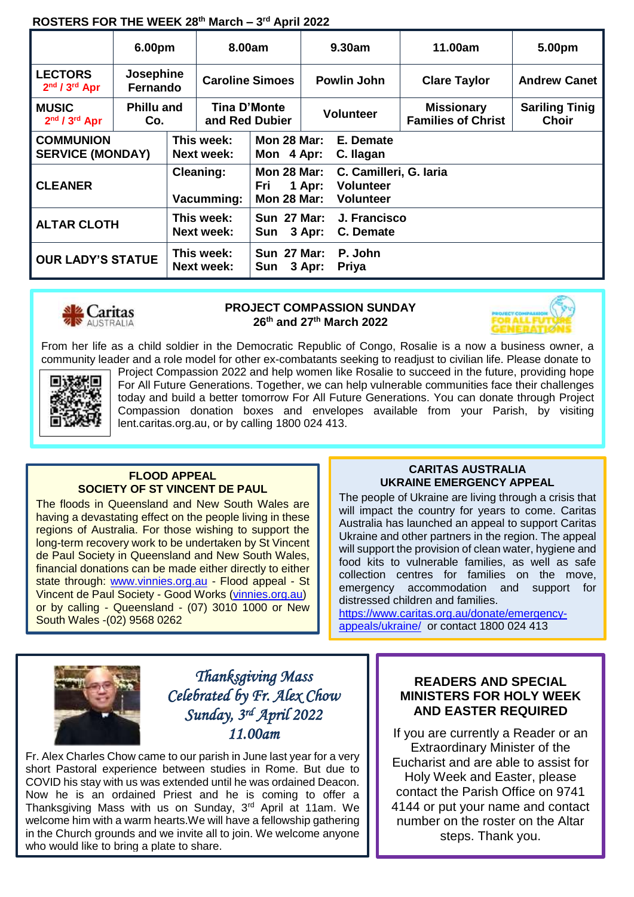**ROSTERS FOR THE WEEK 28th March – 3rd April 2022**

| | 6.00pm | 8.00am | 9.30am | 11.00am | 5.00pm |
|---|---|---|---|---|---|
| **LECTORS** 2nd / 3rd Apr | Josephine Fernando | Caroline Simoes | Powlin John | Clare Taylor | Andrew Canet |
| **MUSIC** 2nd / 3rd Apr | Phillu and Co. | Tina D'Monte and Red Dubier | Volunteer | Missionary Families of Christ | Sariling Tinig Choir |

| | | |
|---|---|---|
| **COMMUNION SERVICE (MONDAY)** | This week: Next week: | Mon 28 Mar: E. Demate<br>Mon 4 Apr: C. Ilagan |
| **CLEANER** | Cleaning:<br><br>Vacumming: | Mon 28 Mar: C. Camilleri, G. Iaria<br>Fri 1 Apr: Volunteer<br>Mon 28 Mar: Volunteer |
| **ALTAR CLOTH** | This week: Next week: | Sun 27 Mar: J. Francisco<br>Sun 3 Apr: C. Demate |
| **OUR LADY'S STATUE** | This week: Next week: | Sun 27 Mar: P. John<br>Sun 3 Apr: Priya |

## PROJECT COMPASSION SUNDAY
**26th and 27th March 2022**

From her life as a child soldier in the Democratic Republic of Congo, Rosalie is a now a business owner, a community leader and a role model for other ex-combatants seeking to readjust to civilian life. Please donate to Project Compassion 2022 and help women like Rosalie to succeed in the future, providing hope For All Future Generations. Together, we can help vulnerable communities face their challenges today and build a better tomorrow For All Future Generations. You can donate through Project Compassion donation boxes and envelopes available from your Parish, by visiting lent.caritas.org.au, or by calling 1800 024 413.

## FLOOD APPEAL
### SOCIETY OF ST VINCENT DE PAUL

The floods in Queensland and New South Wales are having a devastating effect on the people living in these regions of Australia. For those wishing to support the long-term recovery work to be undertaken by St Vincent de Paul Society in Queensland and New South Wales, financial donations can be made either directly to either state through: www.vinnies.org.au - Flood appeal - St Vincent de Paul Society - Good Works (vinnies.org.au) or by calling - Queensland - (07) 3010 1000 or New South Wales -(02) 9568 0262

## CARITAS AUSTRALIA
### UKRAINE EMERGENCY APPEAL

The people of Ukraine are living through a crisis that will impact the country for years to come. Caritas Australia has launched an appeal to support Caritas Ukraine and other partners in the region. The appeal will support the provision of clean water, hygiene and food kits to vulnerable families, as well as safe collection centres for families on the move, emergency accommodation and support for distressed children and families.
https://www.caritas.org.au/donate/emergency-appeals/ukraine/ or contact 1800 024 413

## *Thanksgiving Mass Celebrated by Fr. Alex Chow*
### *Sunday, 3rd April 2022*
### *11.00am*

Fr. Alex Charles Chow came to our parish in June last year for a very short Pastoral experience between studies in Rome. But due to COVID his stay with us was extended until he was ordained Deacon. Now he is an ordained Priest and he is coming to offer a Thanksgiving Mass with us on Sunday, 3rd April at 11am. We welcome him with a warm hearts.We will have a fellowship gathering in the Church grounds and we invite all to join. We welcome anyone who would like to bring a plate to share.

## READERS AND SPECIAL MINISTERS FOR HOLY WEEK AND EASTER REQUIRED

If you are currently a Reader or an Extraordinary Minister of the Eucharist and are able to assist for Holy Week and Easter, please contact the Parish Office on 9741 4144 or put your name and contact number on the roster on the Altar steps. Thank you.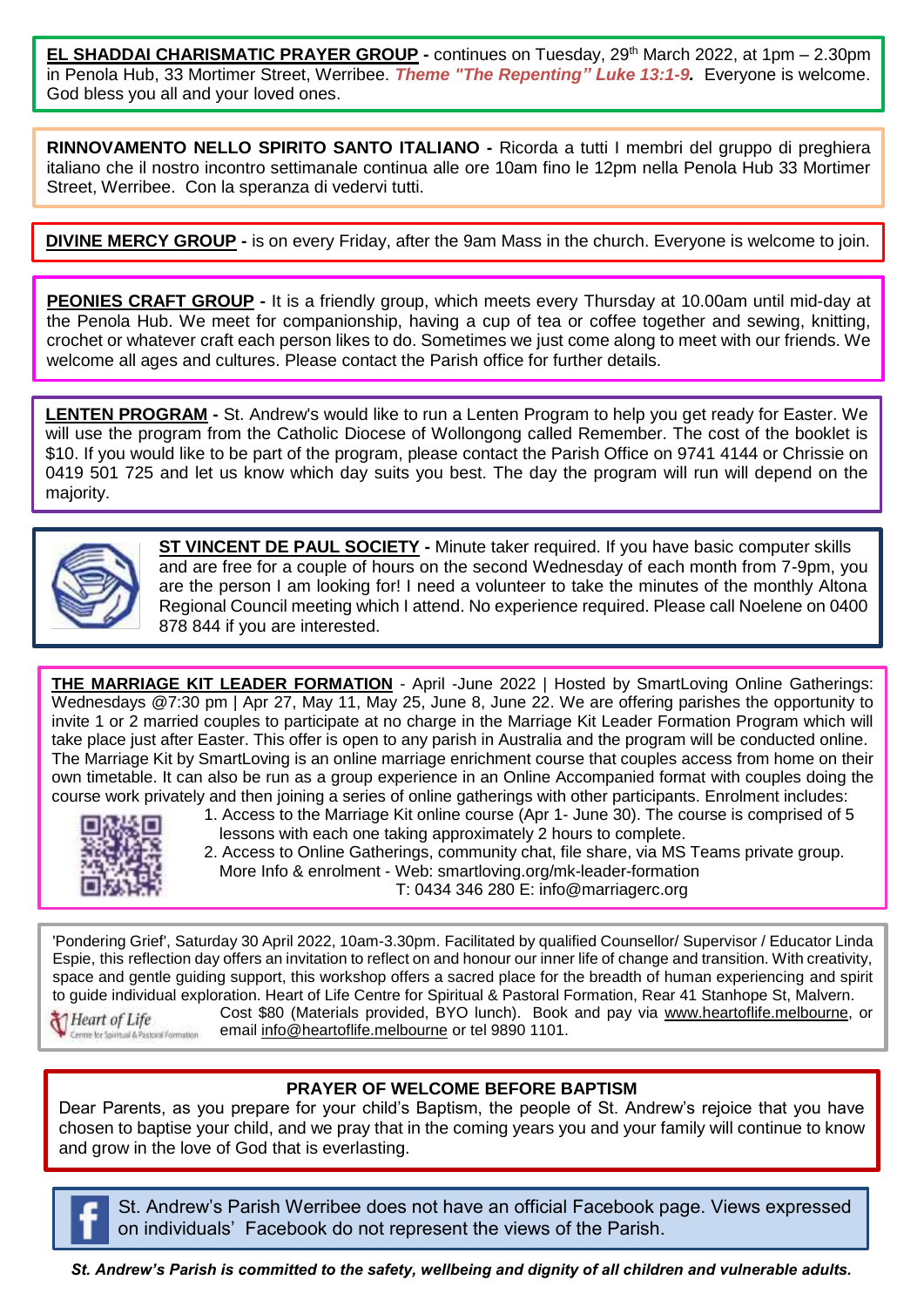**EL SHADDAI CHARISMATIC PRAYER GROUP -** continues on Tuesday, 29th March 2022, at 1pm – 2.30pm in Penola Hub, 33 Mortimer Street, Werribee. ***Theme "The Repenting" Luke 13:1-9.*** Everyone is welcome. God bless you all and your loved ones.

**RINNOVAMENTO NELLO SPIRITO SANTO ITALIANO -** Ricorda a tutti I membri del gruppo di preghiera italiano che il nostro incontro settimanale continua alle ore 10am fino le 12pm nella Penola Hub 33 Mortimer Street, Werribee. Con la speranza di vedervi tutti.

**DIVINE MERCY GROUP -** is on every Friday, after the 9am Mass in the church. Everyone is welcome to join.

**PEONIES CRAFT GROUP -** It is a friendly group, which meets every Thursday at 10.00am until mid-day at the Penola Hub. We meet for companionship, having a cup of tea or coffee together and sewing, knitting, crochet or whatever craft each person likes to do. Sometimes we just come along to meet with our friends. We welcome all ages and cultures. Please contact the Parish office for further details.

**LENTEN PROGRAM -** St. Andrew's would like to run a Lenten Program to help you get ready for Easter. We will use the program from the Catholic Diocese of Wollongong called Remember. The cost of the booklet is $10. If you would like to be part of the program, please contact the Parish Office on 9741 4144 or Chrissie on 0419 501 725 and let us know which day suits you best. The day the program will run will depend on the majority.

**ST VINCENT DE PAUL SOCIETY -** Minute taker required. If you have basic computer skills and are free for a couple of hours on the second Wednesday of each month from 7-9pm, you are the person I am looking for! I need a volunteer to take the minutes of the monthly Altona Regional Council meeting which I attend. No experience required. Please call Noelene on 0400 878 844 if you are interested.

**THE MARRIAGE KIT LEADER FORMATION** - April -June 2022 | Hosted by SmartLoving Online Gatherings: Wednesdays @7:30 pm | Apr 27, May 11, May 25, June 8, June 22. We are offering parishes the opportunity to invite 1 or 2 married couples to participate at no charge in the Marriage Kit Leader Formation Program which will take place just after Easter. This offer is open to any parish in Australia and the program will be conducted online. The Marriage Kit by SmartLoving is an online marriage enrichment course that couples access from home on their own timetable. It can also be run as a group experience in an Online Accompanied format with couples doing the course work privately and then joining a series of online gatherings with other participants. Enrolment includes:

1. Access to the Marriage Kit online course (Apr 1- June 30). The course is comprised of 5 lessons with each one taking approximately 2 hours to complete.
2. Access to Online Gatherings, community chat, file share, via MS Teams private group.

More Info & enrolment - Web: smartloving.org/mk-leader-formation
T: 0434 346 280 E: info@marriagerc.org

'Pondering Grief', Saturday 30 April 2022, 10am-3.30pm. Facilitated by qualified Counsellor/ Supervisor / Educator Linda Espie, this reflection day offers an invitation to reflect on and honour our inner life of change and transition. With creativity, space and gentle guiding support, this workshop offers a sacred place for the breadth of human experiencing and spirit to guide individual exploration. Heart of Life Centre for Spiritual & Pastoral Formation, Rear 41 Stanhope St, Malvern. Cost $80 (Materials provided, BYO lunch). Book and pay via www.heartoflife.melbourne, or email info@heartoflife.melbourne or tel 9890 1101.

**PRAYER OF WELCOME BEFORE BAPTISM**

Dear Parents, as you prepare for your child's Baptism, the people of St. Andrew's rejoice that you have chosen to baptise your child, and we pray that in the coming years you and your family will continue to know and grow in the love of God that is everlasting.

St. Andrew's Parish Werribee does not have an official Facebook page. Views expressed on individuals' Facebook do not represent the views of the Parish.

***St. Andrew's Parish is committed to the safety, wellbeing and dignity of all children and vulnerable adults.***